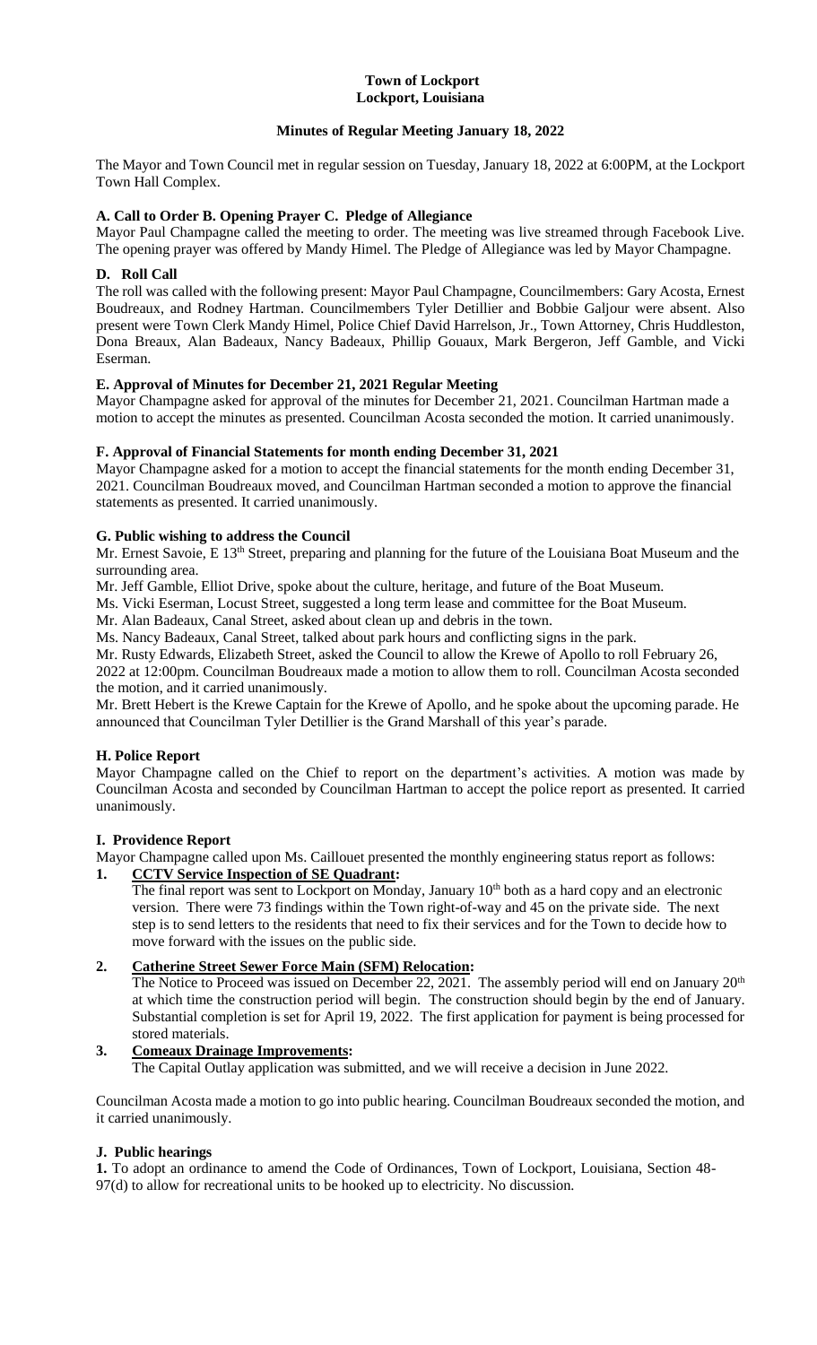**Town of Lockport**
**Lockport, Louisiana**

**Minutes of Regular Meeting January 18, 2022**

The Mayor and Town Council met in regular session on Tuesday, January 18, 2022 at 6:00PM, at the Lockport Town Hall Complex.

### A. Call to Order B. Opening Prayer C. Pledge of Allegiance

Mayor Paul Champagne called the meeting to order. The meeting was live streamed through Facebook Live. The opening prayer was offered by Mandy Himel. The Pledge of Allegiance was led by Mayor Champagne.

### D. Roll Call

The roll was called with the following present: Mayor Paul Champagne, Councilmembers: Gary Acosta, Ernest Boudreaux, and Rodney Hartman. Councilmembers Tyler Detillier and Bobbie Galjour were absent. Also present were Town Clerk Mandy Himel, Police Chief David Harrelson, Jr., Town Attorney, Chris Huddleston, Dona Breaux, Alan Badeaux, Nancy Badeaux, Phillip Gouaux, Mark Bergeron, Jeff Gamble, and Vicki Eserman.

### E. Approval of Minutes for December 21, 2021 Regular Meeting

Mayor Champagne asked for approval of the minutes for December 21, 2021. Councilman Hartman made a motion to accept the minutes as presented. Councilman Acosta seconded the motion. It carried unanimously.

### F. Approval of Financial Statements for month ending December 31, 2021

Mayor Champagne asked for a motion to accept the financial statements for the month ending December 31, 2021. Councilman Boudreaux moved, and Councilman Hartman seconded a motion to approve the financial statements as presented. It carried unanimously.

### G. Public wishing to address the Council

Mr. Ernest Savoie, E 13th Street, preparing and planning for the future of the Louisiana Boat Museum and the surrounding area.

Mr. Jeff Gamble, Elliot Drive, spoke about the culture, heritage, and future of the Boat Museum.

Ms. Vicki Eserman, Locust Street, suggested a long term lease and committee for the Boat Museum.

Mr. Alan Badeaux, Canal Street, asked about clean up and debris in the town.

Ms. Nancy Badeaux, Canal Street, talked about park hours and conflicting signs in the park.

Mr. Rusty Edwards, Elizabeth Street, asked the Council to allow the Krewe of Apollo to roll February 26, 2022 at 12:00pm. Councilman Boudreaux made a motion to allow them to roll. Councilman Acosta seconded the motion, and it carried unanimously.

Mr. Brett Hebert is the Krewe Captain for the Krewe of Apollo, and he spoke about the upcoming parade. He announced that Councilman Tyler Detillier is the Grand Marshall of this year's parade.

### H. Police Report

Mayor Champagne called on the Chief to report on the department's activities. A motion was made by Councilman Acosta and seconded by Councilman Hartman to accept the police report as presented. It carried unanimously.

### I. Providence Report

Mayor Champagne called upon Ms. Caillouet presented the monthly engineering status report as follows:

1. **CCTV Service Inspection of SE Quadrant:**
   The final report was sent to Lockport on Monday, January 10th both as a hard copy and an electronic version. There were 73 findings within the Town right-of-way and 45 on the private side. The next step is to send letters to the residents that need to fix their services and for the Town to decide how to move forward with the issues on the public side.

2. **Catherine Street Sewer Force Main (SFM) Relocation:**
   The Notice to Proceed was issued on December 22, 2021. The assembly period will end on January 20th at which time the construction period will begin. The construction should begin by the end of January. Substantial completion is set for April 19, 2022. The first application for payment is being processed for stored materials.

3. **Comeaux Drainage Improvements:**
   The Capital Outlay application was submitted, and we will receive a decision in June 2022.

Councilman Acosta made a motion to go into public hearing. Councilman Boudreaux seconded the motion, and it carried unanimously.

### J. Public hearings

**1.** To adopt an ordinance to amend the Code of Ordinances, Town of Lockport, Louisiana, Section 48-97(d) to allow for recreational units to be hooked up to electricity. No discussion.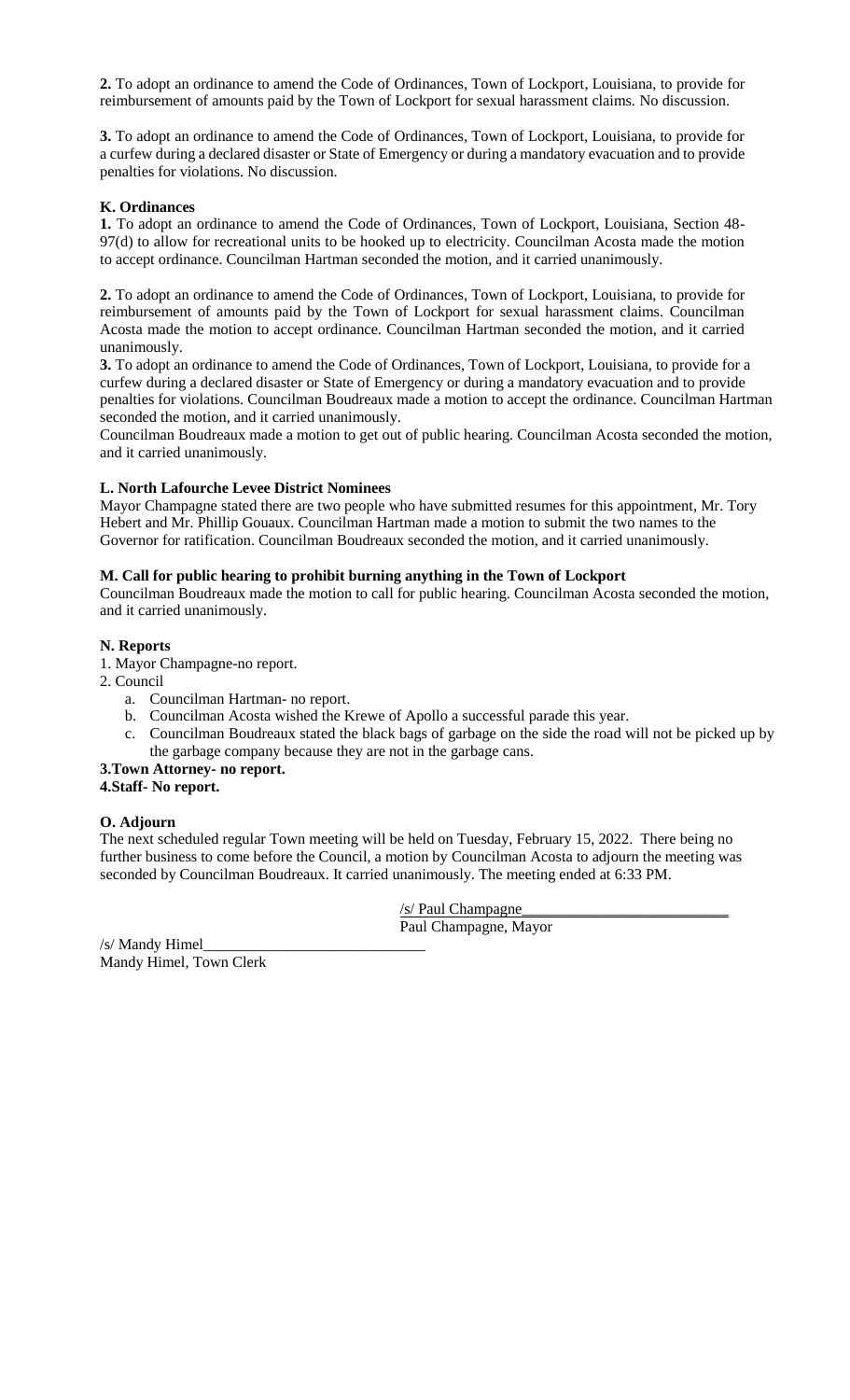**2.** To adopt an ordinance to amend the Code of Ordinances, Town of Lockport, Louisiana, to provide for reimbursement of amounts paid by the Town of Lockport for sexual harassment claims. No discussion.

**3.** To adopt an ordinance to amend the Code of Ordinances, Town of Lockport, Louisiana, to provide for a curfew during a declared disaster or State of Emergency or during a mandatory evacuation and to provide penalties for violations. No discussion.

**K. Ordinances**

**1.** To adopt an ordinance to amend the Code of Ordinances, Town of Lockport, Louisiana, Section 48-97(d) to allow for recreational units to be hooked up to electricity. Councilman Acosta made the motion to accept ordinance. Councilman Hartman seconded the motion, and it carried unanimously.

**2.** To adopt an ordinance to amend the Code of Ordinances, Town of Lockport, Louisiana, to provide for reimbursement of amounts paid by the Town of Lockport for sexual harassment claims. Councilman Acosta made the motion to accept ordinance. Councilman Hartman seconded the motion, and it carried unanimously.

**3.** To adopt an ordinance to amend the Code of Ordinances, Town of Lockport, Louisiana, to provide for a curfew during a declared disaster or State of Emergency or during a mandatory evacuation and to provide penalties for violations. Councilman Boudreaux made a motion to accept the ordinance. Councilman Hartman seconded the motion, and it carried unanimously.

Councilman Boudreaux made a motion to get out of public hearing. Councilman Acosta seconded the motion, and it carried unanimously.

**L. North Lafourche Levee District Nominees**

Mayor Champagne stated there are two people who have submitted resumes for this appointment, Mr. Tory Hebert and Mr. Phillip Gouaux. Councilman Hartman made a motion to submit the two names to the Governor for ratification. Councilman Boudreaux seconded the motion, and it carried unanimously.

**M. Call for public hearing to prohibit burning anything in the Town of Lockport**

Councilman Boudreaux made the motion to call for public hearing. Councilman Acosta seconded the motion, and it carried unanimously.

**N. Reports**

1. Mayor Champagne-no report.
2. Council
   a. Councilman Hartman- no report.
   b. Councilman Acosta wished the Krewe of Apollo a successful parade this year.
   c. Councilman Boudreaux stated the black bags of garbage on the side the road will not be picked up by the garbage company because they are not in the garbage cans.

**3.Town Attorney- no report.**

**4.Staff- No report.**

**O. Adjourn**

The next scheduled regular Town meeting will be held on Tuesday, February 15, 2022. There being no further business to come before the Council, a motion by Councilman Acosta to adjourn the meeting was seconded by Councilman Boudreaux. It carried unanimously. The meeting ended at 6:33 PM.

/s/ Paul Champagne
Paul Champagne, Mayor

/s/ Mandy Himel
Mandy Himel, Town Clerk